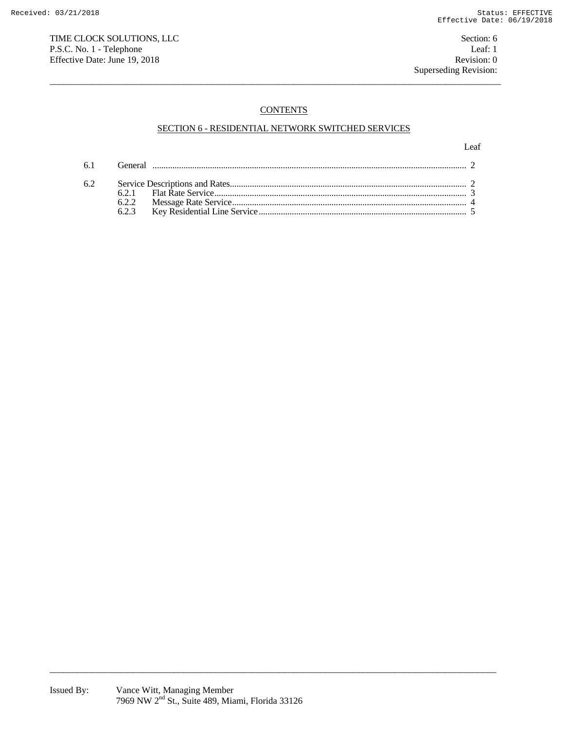TIME CLOCK SOLUTIONS, LLC
P.S.C. No. 1 - Telephone
Effective Date: June 19, 2018

Section: 6
Leaf: 1
Revision: 0
Superseding Revision:

## CONTENTS

### SECTION 6 - RESIDENTIAL NETWORK SWITCHED SERVICES

| | | Leaf |
|---|---|---|
| 6.1 | General | 2 |
| 6.2 | Service Descriptions and Rates | 2 |
| | 6.2.1 Flat Rate Service | 3 |
| | 6.2.2 Message Rate Service | 4 |
| | 6.2.3 Key Residential Line Service | 5 |

Issued By: Vance Witt, Managing Member
7969 NW 2nd St., Suite 489, Miami, Florida 33126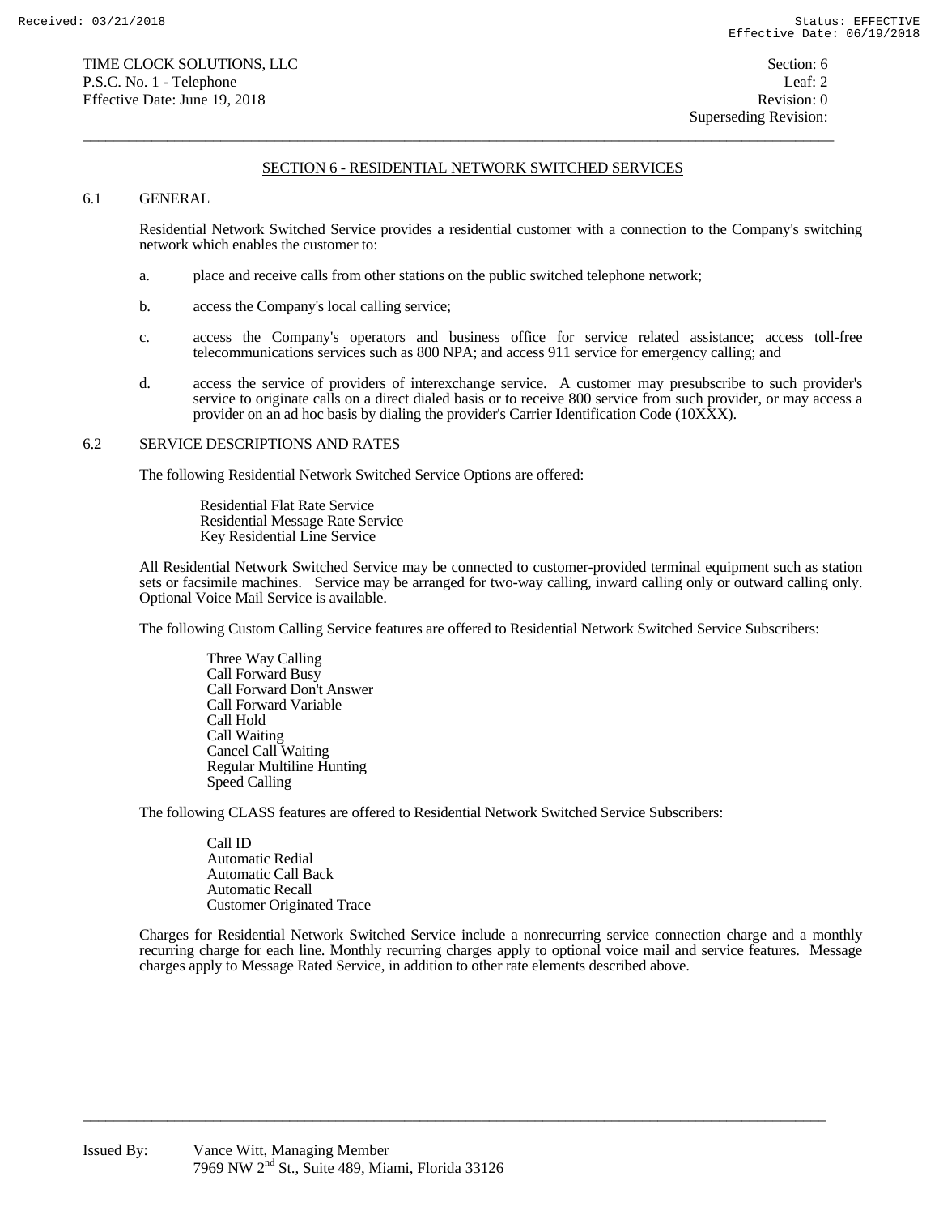## SECTION 6 - RESIDENTIAL NETWORK SWITCHED SERVICES

### 6.1 GENERAL

Residential Network Switched Service provides a residential customer with a connection to the Company's switching network which enables the customer to:

a. place and receive calls from other stations on the public switched telephone network;

b. access the Company's local calling service;

c. access the Company's operators and business office for service related assistance; access toll-free telecommunications services such as 800 NPA; and access 911 service for emergency calling; and

d. access the service of providers of interexchange service. A customer may presubscribe to such provider's service to originate calls on a direct dialed basis or to receive 800 service from such provider, or may access a provider on an ad hoc basis by dialing the provider's Carrier Identification Code (10XXX).

### 6.2 SERVICE DESCRIPTIONS AND RATES

The following Residential Network Switched Service Options are offered:

- Residential Flat Rate Service
- Residential Message Rate Service
- Key Residential Line Service

All Residential Network Switched Service may be connected to customer-provided terminal equipment such as station sets or facsimile machines. Service may be arranged for two-way calling, inward calling only or outward calling only. Optional Voice Mail Service is available.

The following Custom Calling Service features are offered to Residential Network Switched Service Subscribers:

- Three Way Calling
- Call Forward Busy
- Call Forward Don't Answer
- Call Forward Variable
- Call Hold
- Call Waiting
- Cancel Call Waiting
- Regular Multiline Hunting
- Speed Calling

The following CLASS features are offered to Residential Network Switched Service Subscribers:

- Call ID
- Automatic Redial
- Automatic Call Back
- Automatic Recall
- Customer Originated Trace

Charges for Residential Network Switched Service include a nonrecurring service connection charge and a monthly recurring charge for each line. Monthly recurring charges apply to optional voice mail and service features. Message charges apply to Message Rated Service, in addition to other rate elements described above.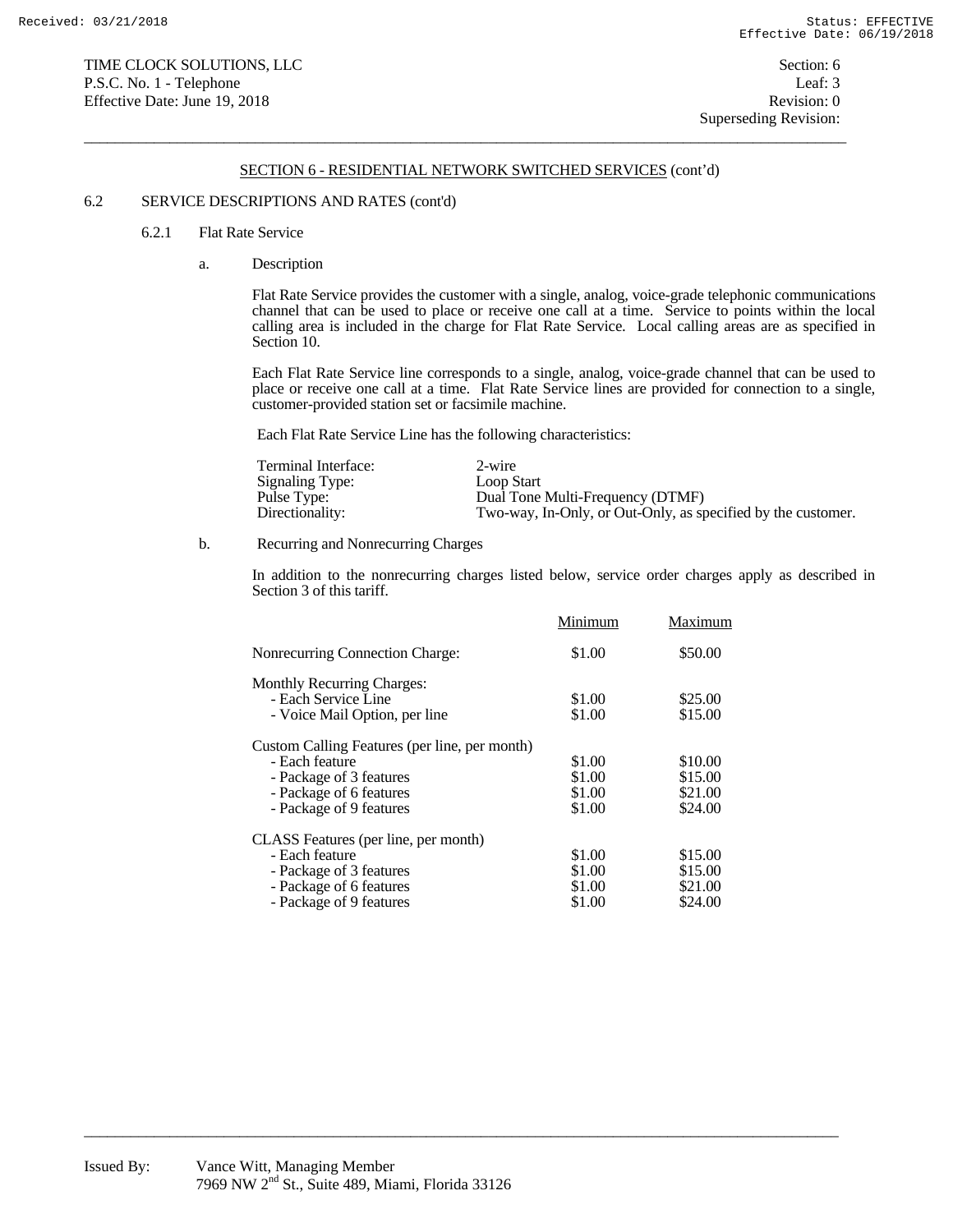TIME CLOCK SOLUTIONS, LLC
P.S.C. No. 1 - Telephone
Effective Date: June 19, 2018

Section: 6
Leaf: 3
Revision: 0
Superseding Revision:

## SECTION 6 - RESIDENTIAL NETWORK SWITCHED SERVICES (cont'd)

### 6.2 SERVICE DESCRIPTIONS AND RATES (cont'd)

#### 6.2.1 Flat Rate Service

a. Description

Flat Rate Service provides the customer with a single, analog, voice-grade telephonic communications channel that can be used to place or receive one call at a time. Service to points within the local calling area is included in the charge for Flat Rate Service. Local calling areas are as specified in Section 10.

Each Flat Rate Service line corresponds to a single, analog, voice-grade channel that can be used to place or receive one call at a time. Flat Rate Service lines are provided for connection to a single, customer-provided station set or facsimile machine.

Each Flat Rate Service Line has the following characteristics:

| | |
|---|---|
| Terminal Interface: | 2-wire |
| Signaling Type: | Loop Start |
| Pulse Type: | Dual Tone Multi-Frequency (DTMF) |
| Directionality: | Two-way, In-Only, or Out-Only, as specified by the customer. |

b. Recurring and Nonrecurring Charges

In addition to the nonrecurring charges listed below, service order charges apply as described in Section 3 of this tariff.

| | Minimum | Maximum |
|---|---|---|
| Nonrecurring Connection Charge: | $1.00 | $50.00 |
| Monthly Recurring Charges: | | |
| - Each Service Line | $1.00 | $25.00 |
| - Voice Mail Option, per line | $1.00 | $15.00 |
| Custom Calling Features (per line, per month) | | |
| - Each feature | $1.00 | $10.00 |
| - Package of 3 features | $1.00 | $15.00 |
| - Package of 6 features | $1.00 | $21.00 |
| - Package of 9 features | $1.00 | $24.00 |
| CLASS Features (per line, per month) | | |
| - Each feature | $1.00 | $15.00 |
| - Package of 3 features | $1.00 | $15.00 |
| - Package of 6 features | $1.00 | $21.00 |
| - Package of 9 features | $1.00 | $24.00 |

Issued By: Vance Witt, Managing Member
7969 NW 2nd St., Suite 489, Miami, Florida 33126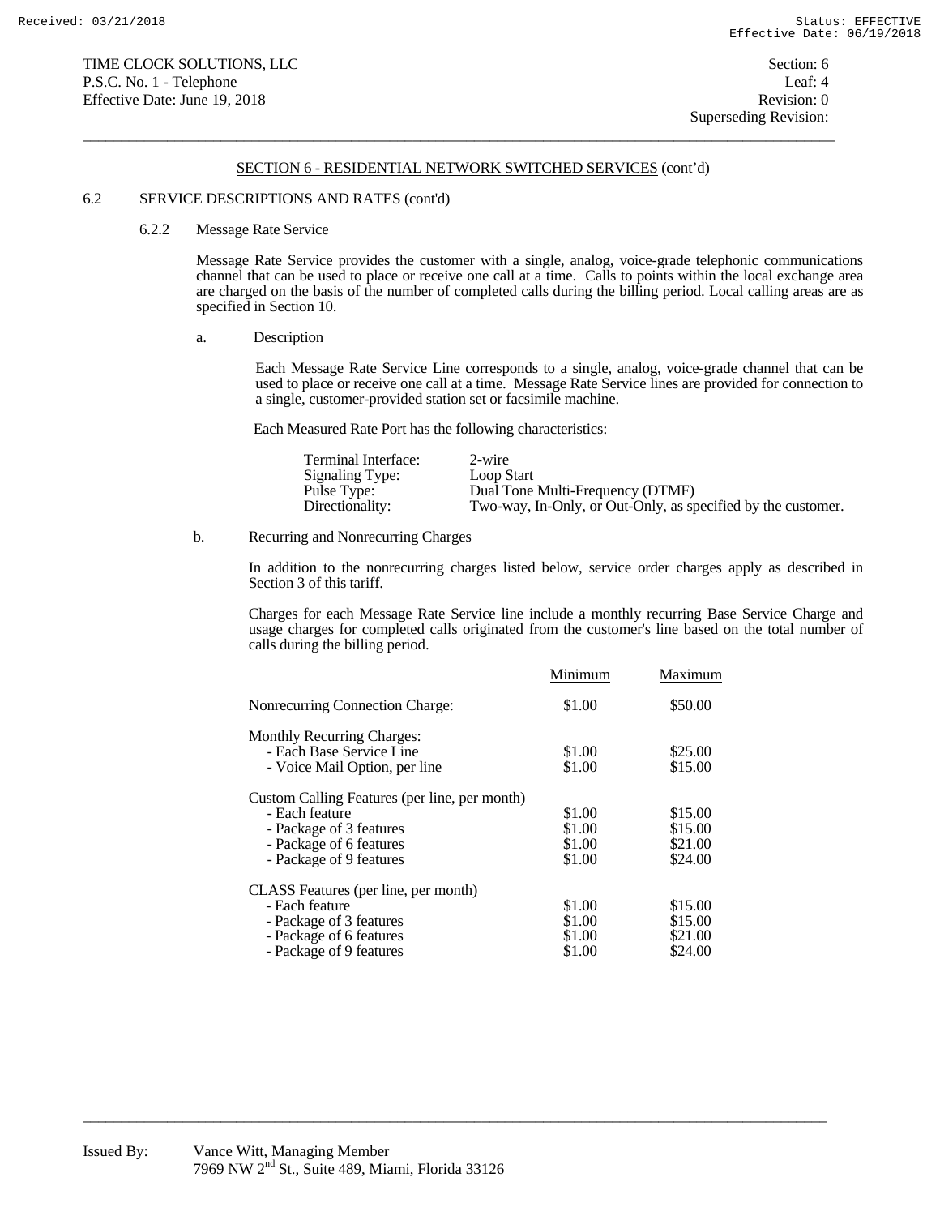## SECTION 6 - RESIDENTIAL NETWORK SWITCHED SERVICES (cont'd)

6.2 SERVICE DESCRIPTIONS AND RATES (cont'd)

### 6.2.2 Message Rate Service

Message Rate Service provides the customer with a single, analog, voice-grade telephonic communications channel that can be used to place or receive one call at a time. Calls to points within the local exchange area are charged on the basis of the number of completed calls during the billing period. Local calling areas are as specified in Section 10.

a. Description

Each Message Rate Service Line corresponds to a single, analog, voice-grade channel that can be used to place or receive one call at a time. Message Rate Service lines are provided for connection to a single, customer-provided station set or facsimile machine.

Each Measured Rate Port has the following characteristics:

| | |
|---|---|
| Terminal Interface: | 2-wire |
| Signaling Type: | Loop Start |
| Pulse Type: | Dual Tone Multi-Frequency (DTMF) |
| Directionality: | Two-way, In-Only, or Out-Only, as specified by the customer. |

b. Recurring and Nonrecurring Charges

In addition to the nonrecurring charges listed below, service order charges apply as described in Section 3 of this tariff.

Charges for each Message Rate Service line include a monthly recurring Base Service Charge and usage charges for completed calls originated from the customer's line based on the total number of calls during the billing period.

| | Minimum | Maximum |
|---|---|---|
| Nonrecurring Connection Charge: | $1.00 | $50.00 |
| Monthly Recurring Charges: | | |
| - Each Base Service Line | $1.00 | $25.00 |
| - Voice Mail Option, per line | $1.00 | $15.00 |
| Custom Calling Features (per line, per month) | | |
| - Each feature | $1.00 | $15.00 |
| - Package of 3 features | $1.00 | $15.00 |
| - Package of 6 features | $1.00 | $21.00 |
| - Package of 9 features | $1.00 | $24.00 |
| CLASS Features (per line, per month) | | |
| - Each feature | $1.00 | $15.00 |
| - Package of 3 features | $1.00 | $15.00 |
| - Package of 6 features | $1.00 | $21.00 |
| - Package of 9 features | $1.00 | $24.00 |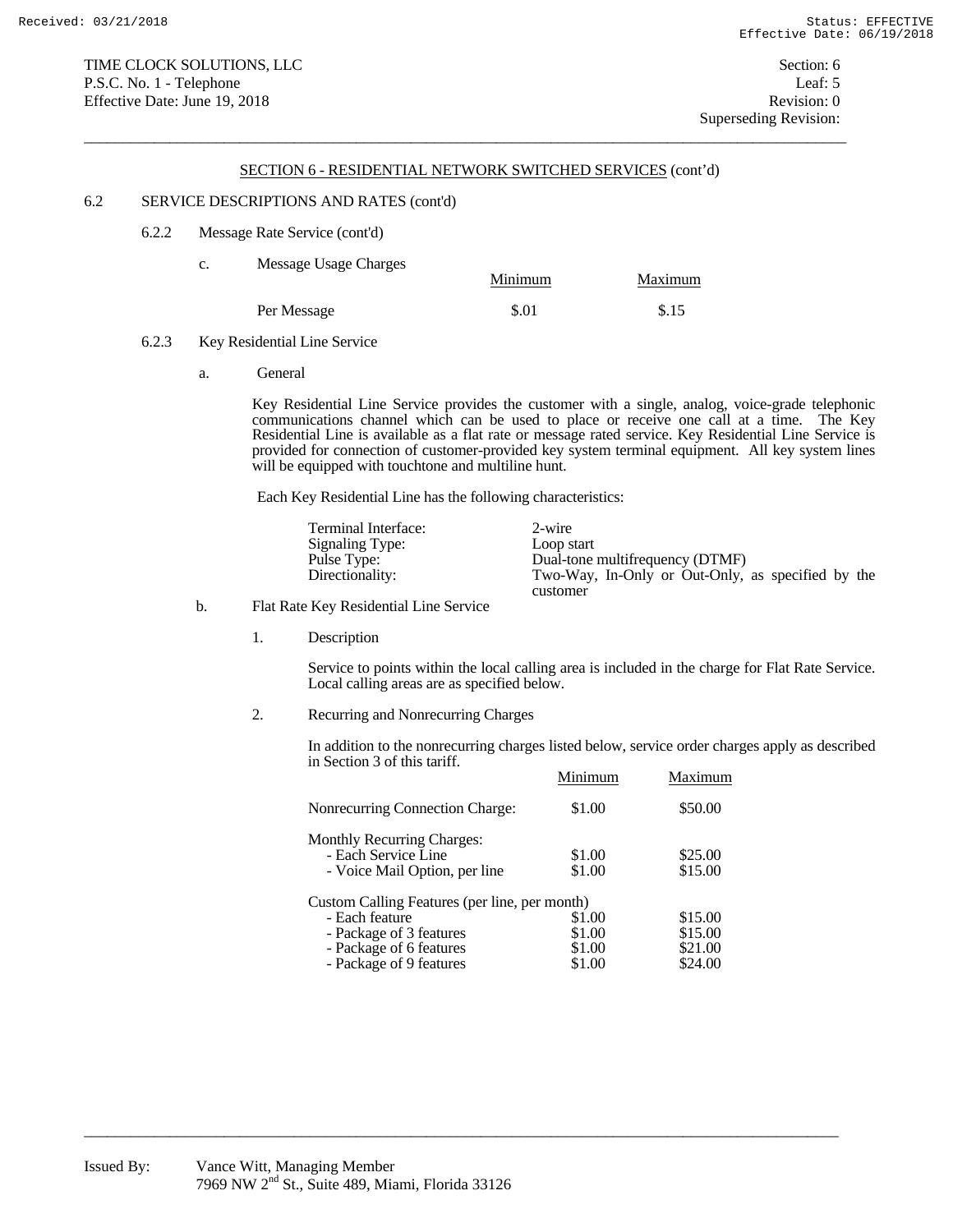TIME CLOCK SOLUTIONS, LLC
P.S.C. No. 1 - Telephone
Effective Date: June 19, 2018

Section: 6
Leaf: 5
Revision: 0
Superseding Revision:

## SECTION 6 - RESIDENTIAL NETWORK SWITCHED SERVICES (cont'd)

6.2 SERVICE DESCRIPTIONS AND RATES (cont'd)

6.2.2 Message Rate Service (cont'd)

c. Message Usage Charges

| | Minimum | Maximum |
|---|---|---|
| Per Message | $.01 | $.15 |

6.2.3 Key Residential Line Service

a. General

Key Residential Line Service provides the customer with a single, analog, voice-grade telephonic communications channel which can be used to place or receive one call at a time. The Key Residential Line is available as a flat rate or message rated service. Key Residential Line Service is provided for connection of customer-provided key system terminal equipment. All key system lines will be equipped with touchtone and multiline hunt.

Each Key Residential Line has the following characteristics:

| | |
|---|---|
| Terminal Interface: | 2-wire |
| Signaling Type: | Loop start |
| Pulse Type: | Dual-tone multifrequency (DTMF) |
| Directionality: | Two-Way, In-Only or Out-Only, as specified by the customer |

b. Flat Rate Key Residential Line Service

1. Description

Service to points within the local calling area is included in the charge for Flat Rate Service. Local calling areas are as specified below.

2. Recurring and Nonrecurring Charges

In addition to the nonrecurring charges listed below, service order charges apply as described in Section 3 of this tariff.

| | Minimum | Maximum |
|---|---|---|
| Nonrecurring Connection Charge: | $1.00 | $50.00 |
| Monthly Recurring Charges: | | |
| - Each Service Line | $1.00 | $25.00 |
| - Voice Mail Option, per line | $1.00 | $15.00 |
| Custom Calling Features (per line, per month) | | |
| - Each feature | $1.00 | $15.00 |
| - Package of 3 features | $1.00 | $15.00 |
| - Package of 6 features | $1.00 | $21.00 |
| - Package of 9 features | $1.00 | $24.00 |

Issued By: Vance Witt, Managing Member
7969 NW 2nd St., Suite 489, Miami, Florida 33126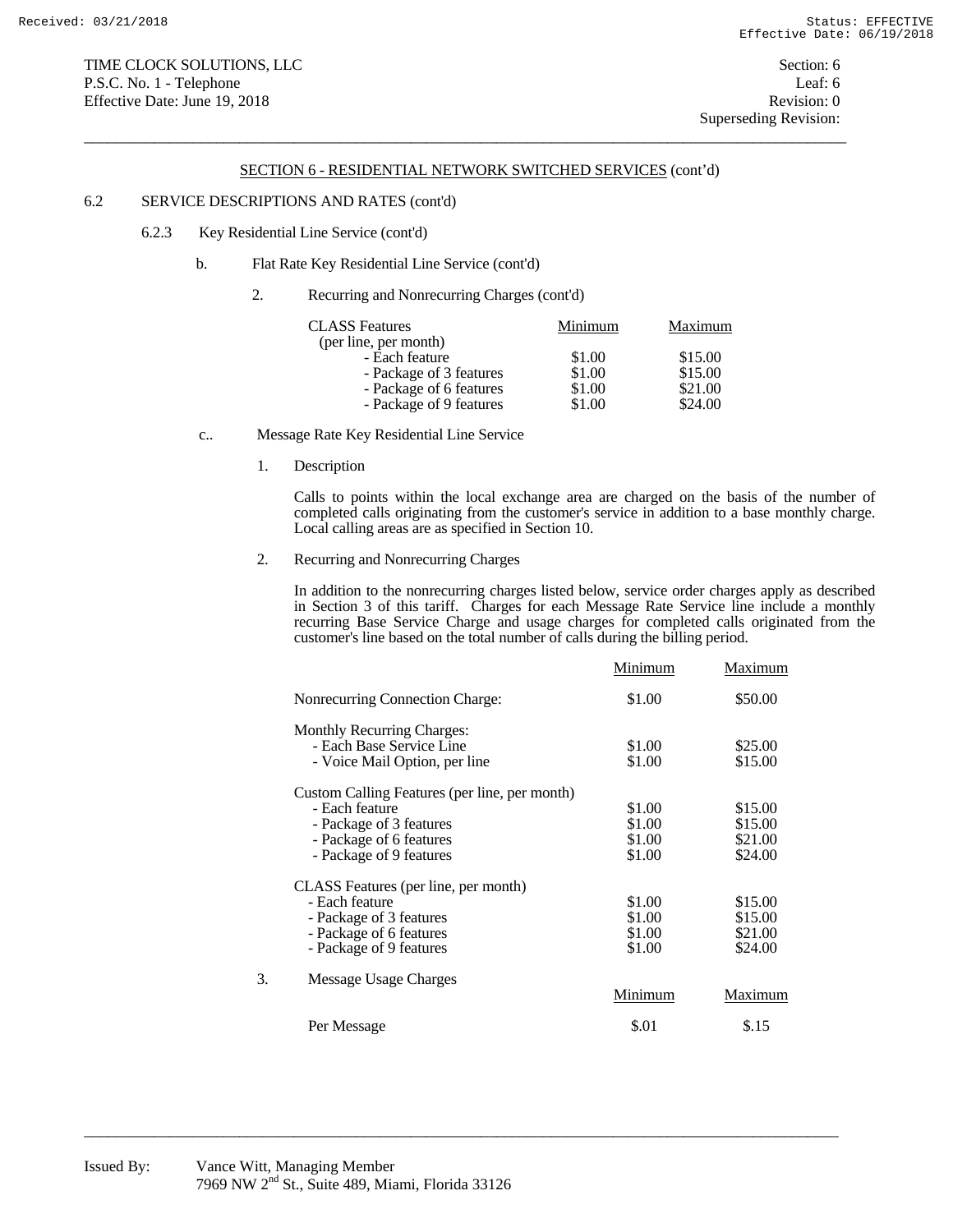## SECTION 6 - RESIDENTIAL NETWORK SWITCHED SERVICES (cont'd)

6.2 SERVICE DESCRIPTIONS AND RATES (cont'd)

6.2.3 Key Residential Line Service (cont'd)

b. Flat Rate Key Residential Line Service (cont'd)

2. Recurring and Nonrecurring Charges (cont'd)

| CLASS Features (per line, per month) | Minimum | Maximum |
|---|---|---|
| - Each feature | $1.00 | $15.00 |
| - Package of 3 features | $1.00 | $15.00 |
| - Package of 6 features | $1.00 | $21.00 |
| - Package of 9 features | $1.00 | $24.00 |

c.. Message Rate Key Residential Line Service

1. Description

Calls to points within the local exchange area are charged on the basis of the number of completed calls originating from the customer's service in addition to a base monthly charge. Local calling areas are as specified in Section 10.

2. Recurring and Nonrecurring Charges

In addition to the nonrecurring charges listed below, service order charges apply as described in Section 3 of this tariff. Charges for each Message Rate Service line include a monthly recurring Base Service Charge and usage charges for completed calls originated from the customer's line based on the total number of calls during the billing period.

| | Minimum | Maximum |
|---|---|---|
| Nonrecurring Connection Charge: | $1.00 | $50.00 |
| Monthly Recurring Charges: | | |
| - Each Base Service Line | $1.00 | $25.00 |
| - Voice Mail Option, per line | $1.00 | $15.00 |
| Custom Calling Features (per line, per month) | | |
| - Each feature | $1.00 | $15.00 |
| - Package of 3 features | $1.00 | $15.00 |
| - Package of 6 features | $1.00 | $21.00 |
| - Package of 9 features | $1.00 | $24.00 |
| CLASS Features (per line, per month) | | |
| - Each feature | $1.00 | $15.00 |
| - Package of 3 features | $1.00 | $15.00 |
| - Package of 6 features | $1.00 | $21.00 |
| - Package of 9 features | $1.00 | $24.00 |

3. Message Usage Charges

| | Minimum | Maximum |
|---|---|---|
| Per Message | $.01 | $.15 |

Issued By: Vance Witt, Managing Member
7969 NW 2nd St., Suite 489, Miami, Florida 33126